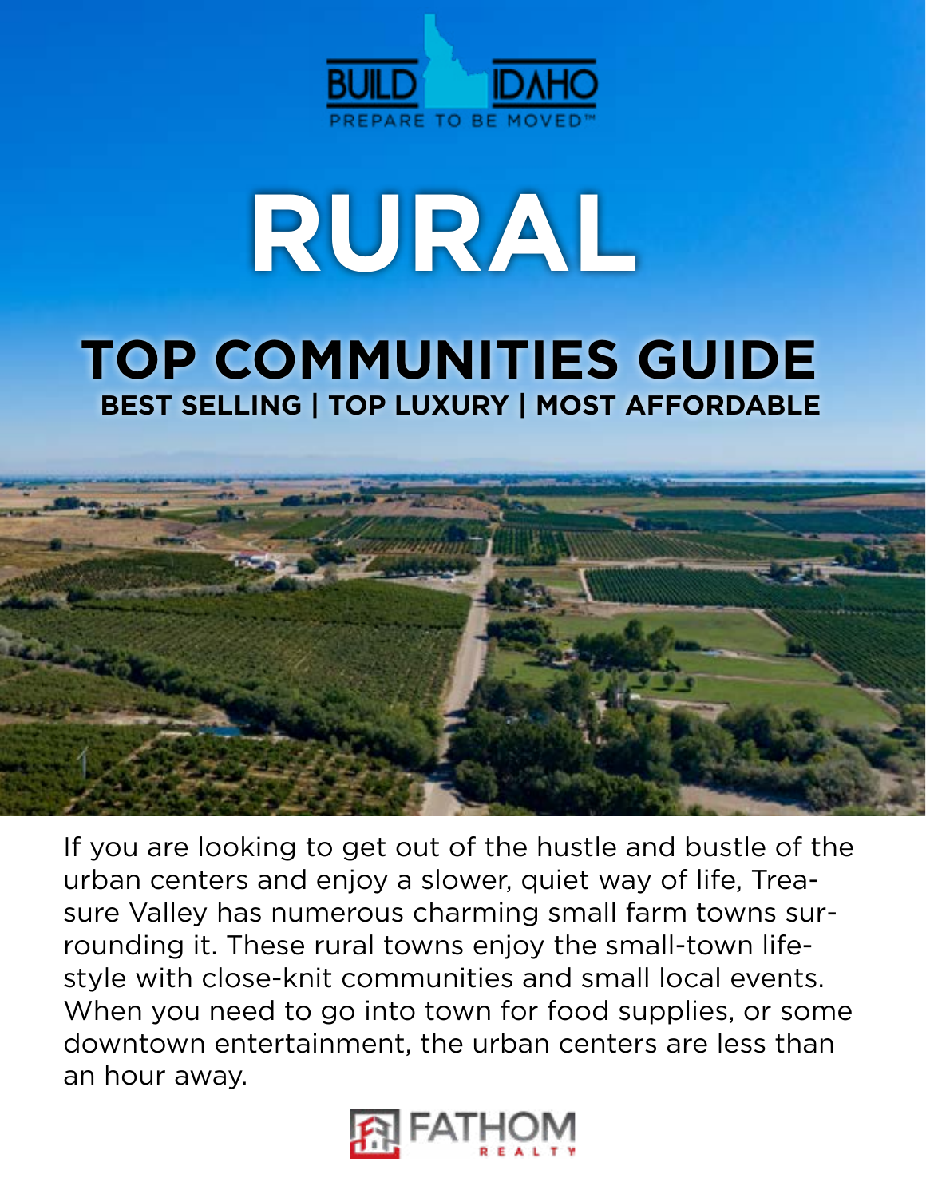BUILD IDAHO

PREPARE TO BE MOVED™

# RURAL

## TOP COMMUNITIES GUIDE

**BEST SELLING | TOP LUXURY | MOST AFFORDABLE**

If you are looking to get out of the hustle and bustle of the urban centers and enjoy a slower, quiet way of life, Treasure Valley has numerous charming small farm towns surrounding it. These rural towns enjoy the small-town lifestyle with close-knit communities and small local events. When you need to go into town for food supplies, or some downtown entertainment, the urban centers are less than an hour away.

FATHOM REALTY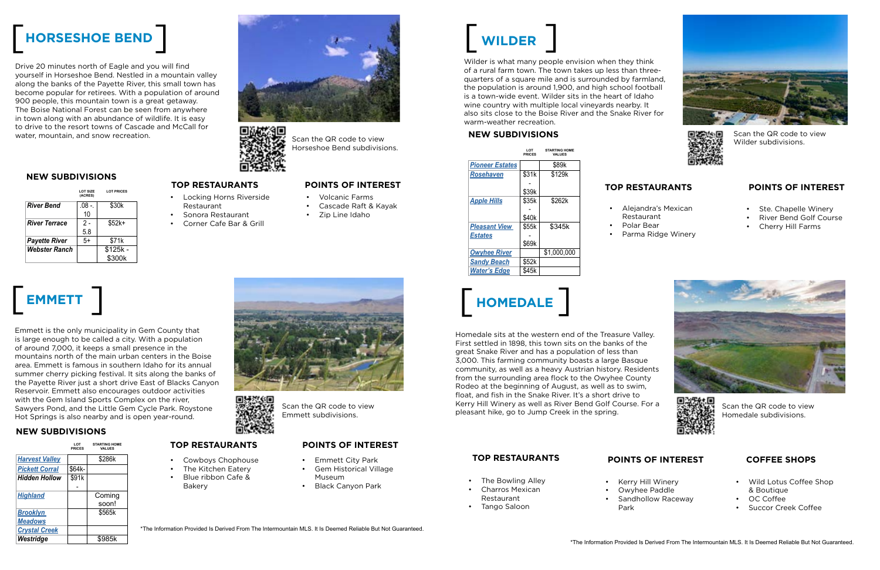# HORSESHOE BEND

Drive 20 minutes north of Eagle and you will find yourself in Horseshoe Bend. Nestled in a mountain valley along the banks of the Payette River, this small town has become popular for retirees. With a population of around 900 people, this mountain town is a great getaway. The Boise National Forest can be seen from anywhere in town along with an abundance of wildlife. It is easy to drive to the resort towns of Cascade and McCall for water, mountain, and snow recreation.

Scan the QR code to view Horseshoe Bend subdivisions.

## NEW SUBDIVISIONS

| | LOT SIZE (ACRES) | LOT PRICES |
|---|---|---|
| ***River Bend*** | .08 - 10 | $30k |
| ***River Terrace*** | 2 - 5.8 | $52k+ |
| ***Payette River*** | 5+ | $71k |
| ***Webster Ranch*** | | $125k - $300k |

## TOP RESTAURANTS

- Locking Horns Riverside Restaurant
- Sonora Restaurant
- Corner Cafe Bar & Grill

## POINTS OF INTEREST

- Volcanic Farms
- Cascade Raft & Kayak
- Zip Line Idaho

# EMMETT

Emmett is the only municipality in Gem County that is large enough to be called a city. With a population of around 7,000, it keeps a small presence in the mountains north of the main urban centers in the Boise area. Emmett is famous in southern Idaho for its annual summer cherry picking festival. It sits along the banks of the Payette River just a short drive East of Blacks Canyon Reservoir. Emmett also encourages outdoor activities with the Gem Island Sports Complex on the river, Sawyers Pond, and the Little Gem Cycle Park. Roystone Hot Springs is also nearby and is open year-round.

Scan the QR code to view Emmett subdivisions.

## NEW SUBDIVISIONS

| | LOT PRICES | STARTING HOME VALUES |
|---|---|---|
| ***Harvest Valley*** | | $286k |
| ***Pickett Corral*** | $64k- | |
| ***Hidden Hollow*** | $91k | |
| ***Highland*** | - | Coming soon! |
| ***Brooklyn Meadows*** | | $565k |
| ***Crystal Creek*** | | |
| ***Westridge*** | | $985k |

## TOP RESTAURANTS

- Cowboys Chophouse
- The Kitchen Eatery
- Blue ribbon Cafe & Bakery

## POINTS OF INTEREST

- Emmett City Park
- Gem Historical Village Museum
- Black Canyon Park

*The Information Provided Is Derived From The Intermountain MLS. It Is Deemed Reliable But Not Guaranteed.

# WILDER

Wilder is what many people envision when they think of a rural farm town. The town takes up less than three-quarters of a square mile and is surrounded by farmland, the population is around 1,900, and high school football is a town-wide event. Wilder sits in the heart of Idaho wine country with multiple local vineyards nearby. It also sits close to the Boise River and the Snake River for warm-weather recreation.

Scan the QR code to view Wilder subdivisions.

## NEW SUBDIVISIONS

| | LOT PRICES | STARTING HOME VALUES |
|---|---|---|
| ***Pioneer Estates*** | | $89k |
| ***Rosehaven*** | $31k - $39k | $129k |
| ***Apple Hills*** | $35k - $40k | $262k |
| ***Pleasant View Estates*** | $55k - $69k | $345k |
| ***Owyhee River*** | | $1,000,000 |
| ***Sandy Beach*** | $52k | |
| ***Water's Edge*** | $45k | |

## TOP RESTAURANTS

- Alejandra's Mexican Restaurant
- Polar Bear
- Parma Ridge Winery

## POINTS OF INTEREST

- Ste. Chapelle Winery
- River Bend Golf Course
- Cherry Hill Farms

# HOMEDALE

Homedale sits at the western end of the Treasure Valley. First settled in 1898, this town sits on the banks of the great Snake River and has a population of less than 3,000. This farming community boasts a large Basque community, as well as a heavy Austrian history. Residents from the surrounding area flock to the Owyhee County Rodeo at the beginning of August, as well as to swim, float, and fish in the Snake River. It's a short drive to Kerry Hill Winery as well as River Bend Golf Course. For a pleasant hike, go to Jump Creek in the spring.

Scan the QR code to view Homedale subdivisions.

## TOP RESTAURANTS

- The Bowling Alley
- Charros Mexican Restaurant
- Tango Saloon

## POINTS OF INTEREST

- Kerry Hill Winery
- Owyhee Paddle
- Sandhollow Raceway Park

## COFFEE SHOPS

- Wild Lotus Coffee Shop & Boutique
- OC Coffee
- Succor Creek Coffee

*The Information Provided Is Derived From The Intermountain MLS. It Is Deemed Reliable But Not Guaranteed.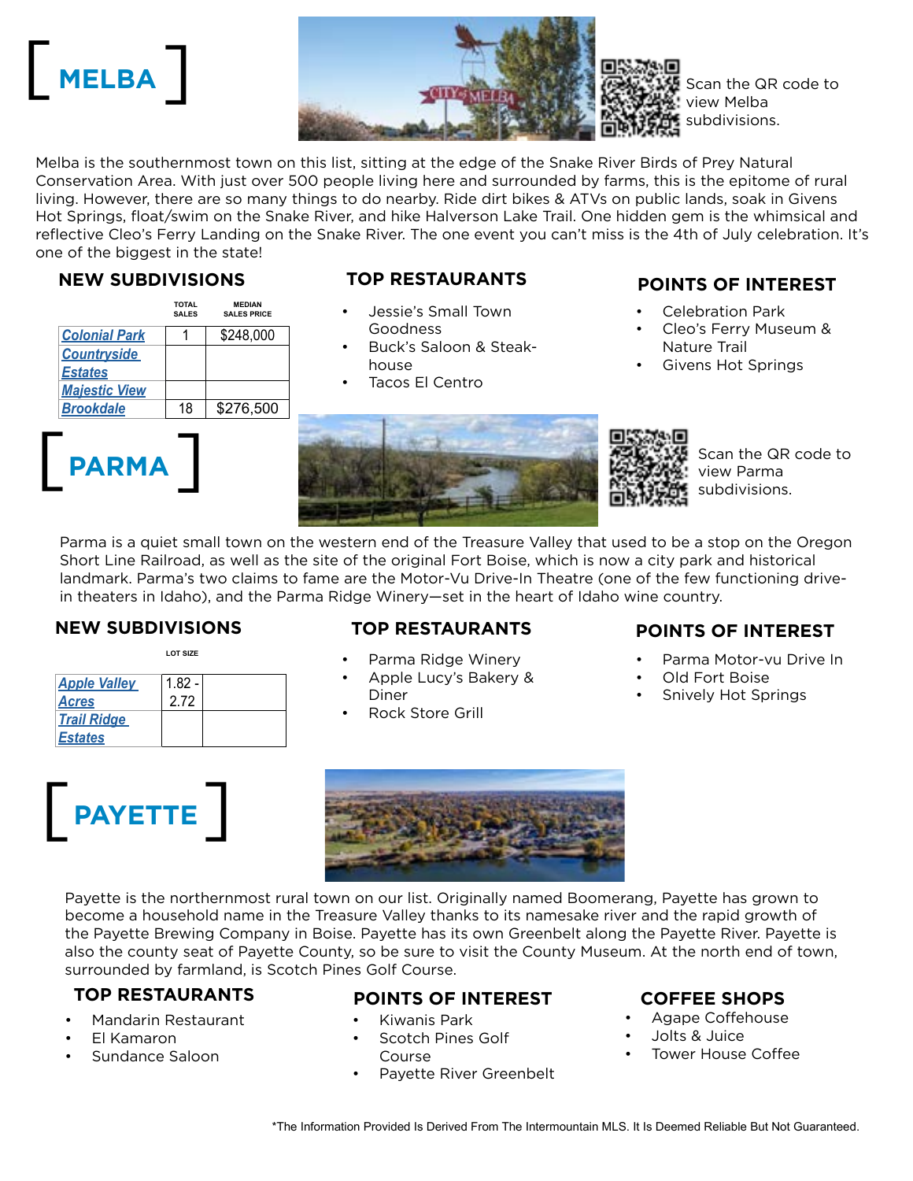# MELBA

Scan the QR code to view Melba subdivisions.

Melba is the southernmost town on this list, sitting at the edge of the Snake River Birds of Prey Natural Conservation Area. With just over 500 people living here and surrounded by farms, this is the epitome of rural living. However, there are so many things to do nearby. Ride dirt bikes & ATVs on public lands, soak in Givens Hot Springs, float/swim on the Snake River, and hike Halverson Lake Trail. One hidden gem is the whimsical and reflective Cleo's Ferry Landing on the Snake River. The one event you can't miss is the 4th of July celebration. It's one of the biggest in the state!

## NEW SUBDIVISIONS

| | TOTAL SALES | MEDIAN SALES PRICE |
|---|---|---|
| Colonial Park | 1 | $248,000 |
| Countryside Estates | | |
| Majestic View | | |
| Brookdale | 18 | $276,500 |

## TOP RESTAURANTS

- Jessie's Small Town Goodness
- Buck's Saloon & Steak-house
- Tacos El Centro

## POINTS OF INTEREST

- Celebration Park
- Cleo's Ferry Museum & Nature Trail
- Givens Hot Springs

# PARMA

Scan the QR code to view Parma subdivisions.

Parma is a quiet small town on the western end of the Treasure Valley that used to be a stop on the Oregon Short Line Railroad, as well as the site of the original Fort Boise, which is now a city park and historical landmark. Parma's two claims to fame are the Motor-Vu Drive-In Theatre (one of the few functioning drive-in theaters in Idaho), and the Parma Ridge Winery—set in the heart of Idaho wine country.

## NEW SUBDIVISIONS

| | LOT SIZE | |
|---|---|---|
| Apple Valley Acres | 1.82 - 2.72 | |
| Trail Ridge Estates | | |

## TOP RESTAURANTS

- Parma Ridge Winery
- Apple Lucy's Bakery & Diner
- Rock Store Grill

## POINTS OF INTEREST

- Parma Motor-vu Drive In
- Old Fort Boise
- Snively Hot Springs

# PAYETTE

Payette is the northernmost rural town on our list. Originally named Boomerang, Payette has grown to become a household name in the Treasure Valley thanks to its namesake river and the rapid growth of the Payette Brewing Company in Boise. Payette has its own Greenbelt along the Payette River. Payette is also the county seat of Payette County, so be sure to visit the County Museum. At the north end of town, surrounded by farmland, is Scotch Pines Golf Course.

## TOP RESTAURANTS

- Mandarin Restaurant
- El Kamaron
- Sundance Saloon

## POINTS OF INTEREST

- Kiwanis Park
- Scotch Pines Golf Course
- Payette River Greenbelt

## COFFEE SHOPS

- Agape Coffeehouse
- Jolts & Juice
- Tower House Coffee

*The Information Provided Is Derived From The Intermountain MLS. It Is Deemed Reliable But Not Guaranteed.